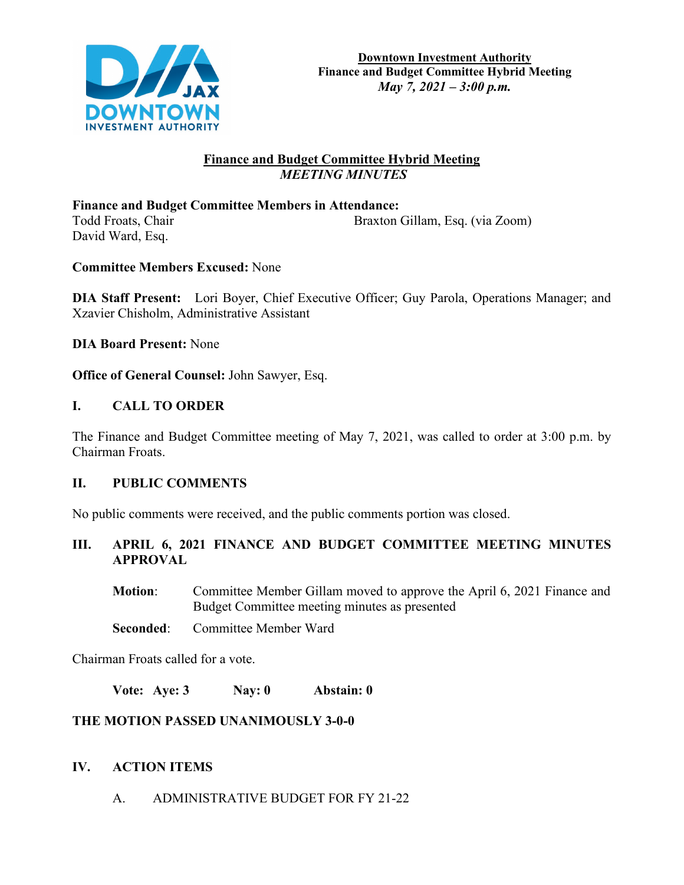**Downtown Investment Authority**
**Finance and Budget Committee Hybrid Meeting**
***May 7, 2021 – 3:00 p.m.***

# Finance and Budget Committee Hybrid Meeting
## *MEETING MINUTES*

**Finance and Budget Committee Members in Attendance:**
Todd Froats, Chair
Braxton Gillam, Esq. (via Zoom)
David Ward, Esq.

**Committee Members Excused:** None

**DIA Staff Present:** Lori Boyer, Chief Executive Officer; Guy Parola, Operations Manager; and Xzavier Chisholm, Administrative Assistant

**DIA Board Present:** None

**Office of General Counsel:** John Sawyer, Esq.

## I. CALL TO ORDER

The Finance and Budget Committee meeting of May 7, 2021, was called to order at 3:00 p.m. by Chairman Froats.

## II. PUBLIC COMMENTS

No public comments were received, and the public comments portion was closed.

## III. APRIL 6, 2021 FINANCE AND BUDGET COMMITTEE MEETING MINUTES APPROVAL

**Motion**: Committee Member Gillam moved to approve the April 6, 2021 Finance and Budget Committee meeting minutes as presented

**Seconded**: Committee Member Ward

Chairman Froats called for a vote.

**Vote: Aye: 3 Nay: 0 Abstain: 0**

**THE MOTION PASSED UNANIMOUSLY 3-0-0**

## IV. ACTION ITEMS

A. ADMINISTRATIVE BUDGET FOR FY 21-22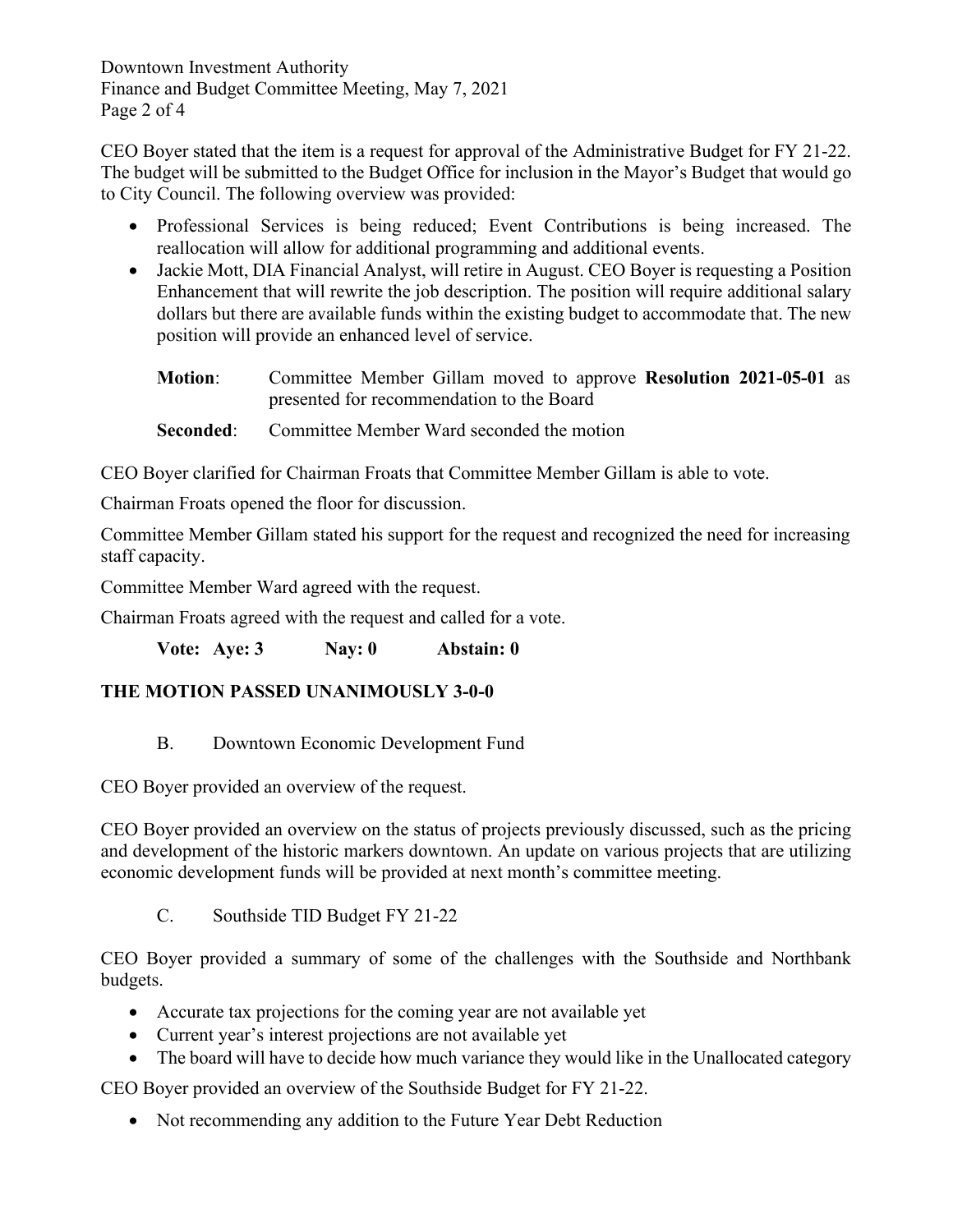CEO Boyer stated that the item is a request for approval of the Administrative Budget for FY 21-22. The budget will be submitted to the Budget Office for inclusion in the Mayor's Budget that would go to City Council. The following overview was provided:

- Professional Services is being reduced; Event Contributions is being increased. The reallocation will allow for additional programming and additional events.
- Jackie Mott, DIA Financial Analyst, will retire in August. CEO Boyer is requesting a Position Enhancement that will rewrite the job description. The position will require additional salary dollars but there are available funds within the existing budget to accommodate that. The new position will provide an enhanced level of service.

**Motion**: Committee Member Gillam moved to approve **Resolution 2021-05-01** as presented for recommendation to the Board

**Seconded**: Committee Member Ward seconded the motion

CEO Boyer clarified for Chairman Froats that Committee Member Gillam is able to vote.

Chairman Froats opened the floor for discussion.

Committee Member Gillam stated his support for the request and recognized the need for increasing staff capacity.

Committee Member Ward agreed with the request.

Chairman Froats agreed with the request and called for a vote.

**Vote: Aye: 3 Nay: 0 Abstain: 0**

**THE MOTION PASSED UNANIMOUSLY 3-0-0**

B. Downtown Economic Development Fund

CEO Boyer provided an overview of the request.

CEO Boyer provided an overview on the status of projects previously discussed, such as the pricing and development of the historic markers downtown. An update on various projects that are utilizing economic development funds will be provided at next month's committee meeting.

C. Southside TID Budget FY 21-22

CEO Boyer provided a summary of some of the challenges with the Southside and Northbank budgets.

- Accurate tax projections for the coming year are not available yet
- Current year's interest projections are not available yet
- The board will have to decide how much variance they would like in the Unallocated category

CEO Boyer provided an overview of the Southside Budget for FY 21-22.

- Not recommending any addition to the Future Year Debt Reduction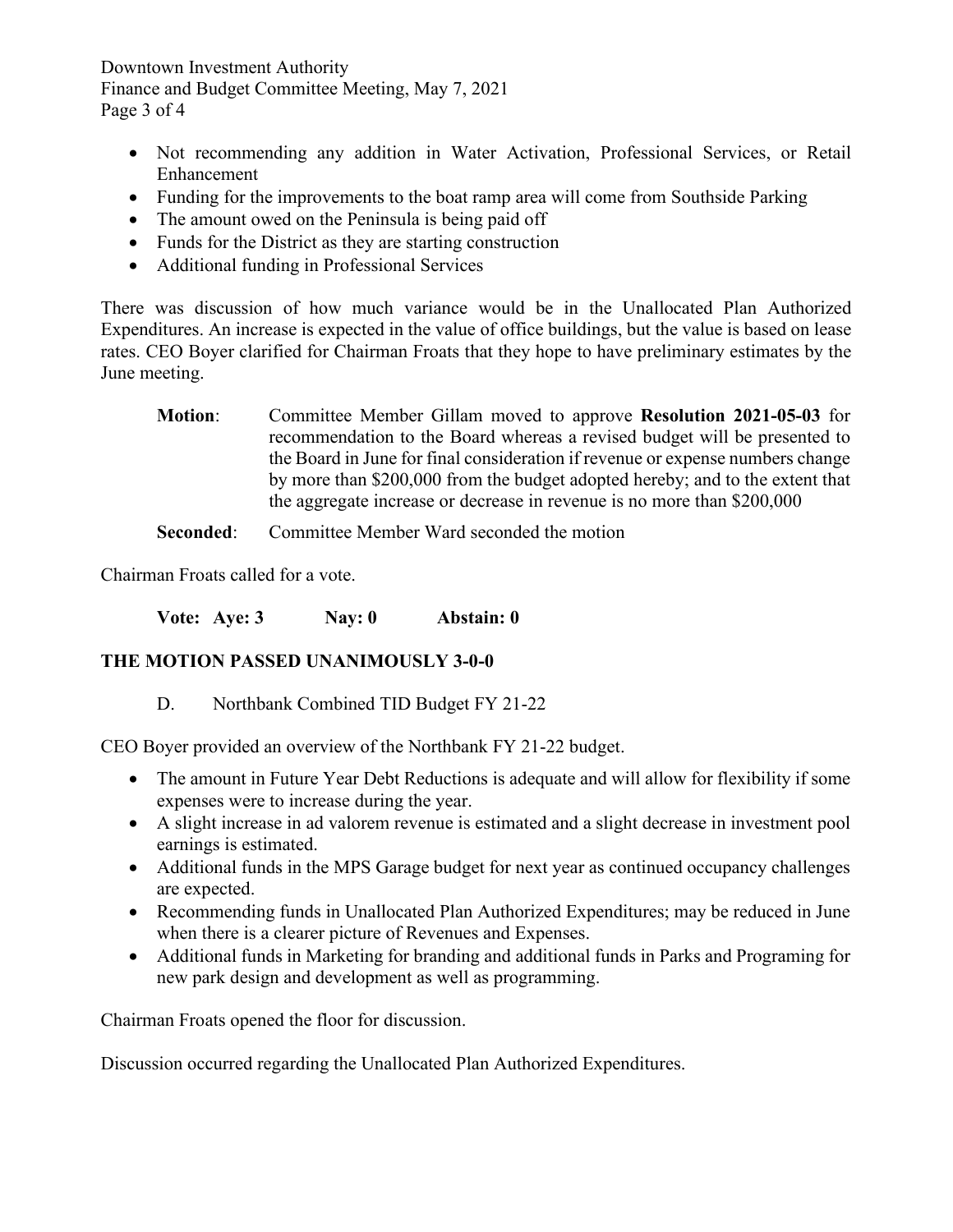- Not recommending any addition in Water Activation, Professional Services, or Retail Enhancement
- Funding for the improvements to the boat ramp area will come from Southside Parking
- The amount owed on the Peninsula is being paid off
- Funds for the District as they are starting construction
- Additional funding in Professional Services

There was discussion of how much variance would be in the Unallocated Plan Authorized Expenditures. An increase is expected in the value of office buildings, but the value is based on lease rates. CEO Boyer clarified for Chairman Froats that they hope to have preliminary estimates by the June meeting.

**Motion**: Committee Member Gillam moved to approve **Resolution 2021-05-03** for recommendation to the Board whereas a revised budget will be presented to the Board in June for final consideration if revenue or expense numbers change by more than $200,000 from the budget adopted hereby; and to the extent that the aggregate increase or decrease in revenue is no more than $200,000

**Seconded**: Committee Member Ward seconded the motion

Chairman Froats called for a vote.

**Vote: Aye: 3 Nay: 0 Abstain: 0**

**THE MOTION PASSED UNANIMOUSLY 3-0-0**

D. Northbank Combined TID Budget FY 21-22

CEO Boyer provided an overview of the Northbank FY 21-22 budget.

- The amount in Future Year Debt Reductions is adequate and will allow for flexibility if some expenses were to increase during the year.
- A slight increase in ad valorem revenue is estimated and a slight decrease in investment pool earnings is estimated.
- Additional funds in the MPS Garage budget for next year as continued occupancy challenges are expected.
- Recommending funds in Unallocated Plan Authorized Expenditures; may be reduced in June when there is a clearer picture of Revenues and Expenses.
- Additional funds in Marketing for branding and additional funds in Parks and Programing for new park design and development as well as programming.

Chairman Froats opened the floor for discussion.

Discussion occurred regarding the Unallocated Plan Authorized Expenditures.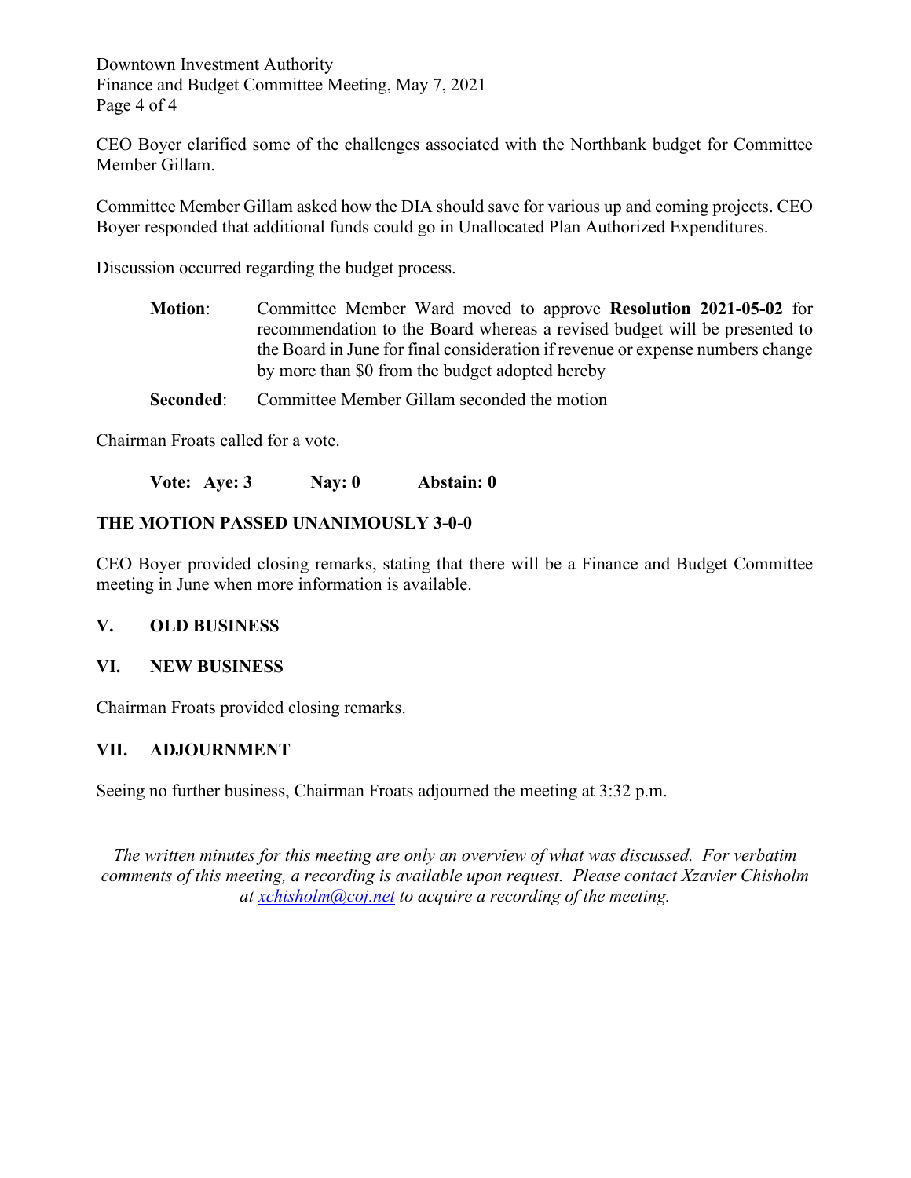CEO Boyer clarified some of the challenges associated with the Northbank budget for Committee Member Gillam.

Committee Member Gillam asked how the DIA should save for various up and coming projects. CEO Boyer responded that additional funds could go in Unallocated Plan Authorized Expenditures.

Discussion occurred regarding the budget process.

**Motion**: Committee Member Ward moved to approve **Resolution 2021-05-02** for recommendation to the Board whereas a revised budget will be presented to the Board in June for final consideration if revenue or expense numbers change by more than $0 from the budget adopted hereby

**Seconded**: Committee Member Gillam seconded the motion

Chairman Froats called for a vote.

**Vote: Aye: 3 Nay: 0 Abstain: 0**

**THE MOTION PASSED UNANIMOUSLY 3-0-0**

CEO Boyer provided closing remarks, stating that there will be a Finance and Budget Committee meeting in June when more information is available.

## V. OLD BUSINESS

## VI. NEW BUSINESS

Chairman Froats provided closing remarks.

## VII. ADJOURNMENT

Seeing no further business, Chairman Froats adjourned the meeting at 3:32 p.m.

*The written minutes for this meeting are only an overview of what was discussed. For verbatim comments of this meeting, a recording is available upon request. Please contact Xzavier Chisholm at xchisholm@coj.net to acquire a recording of the meeting.*